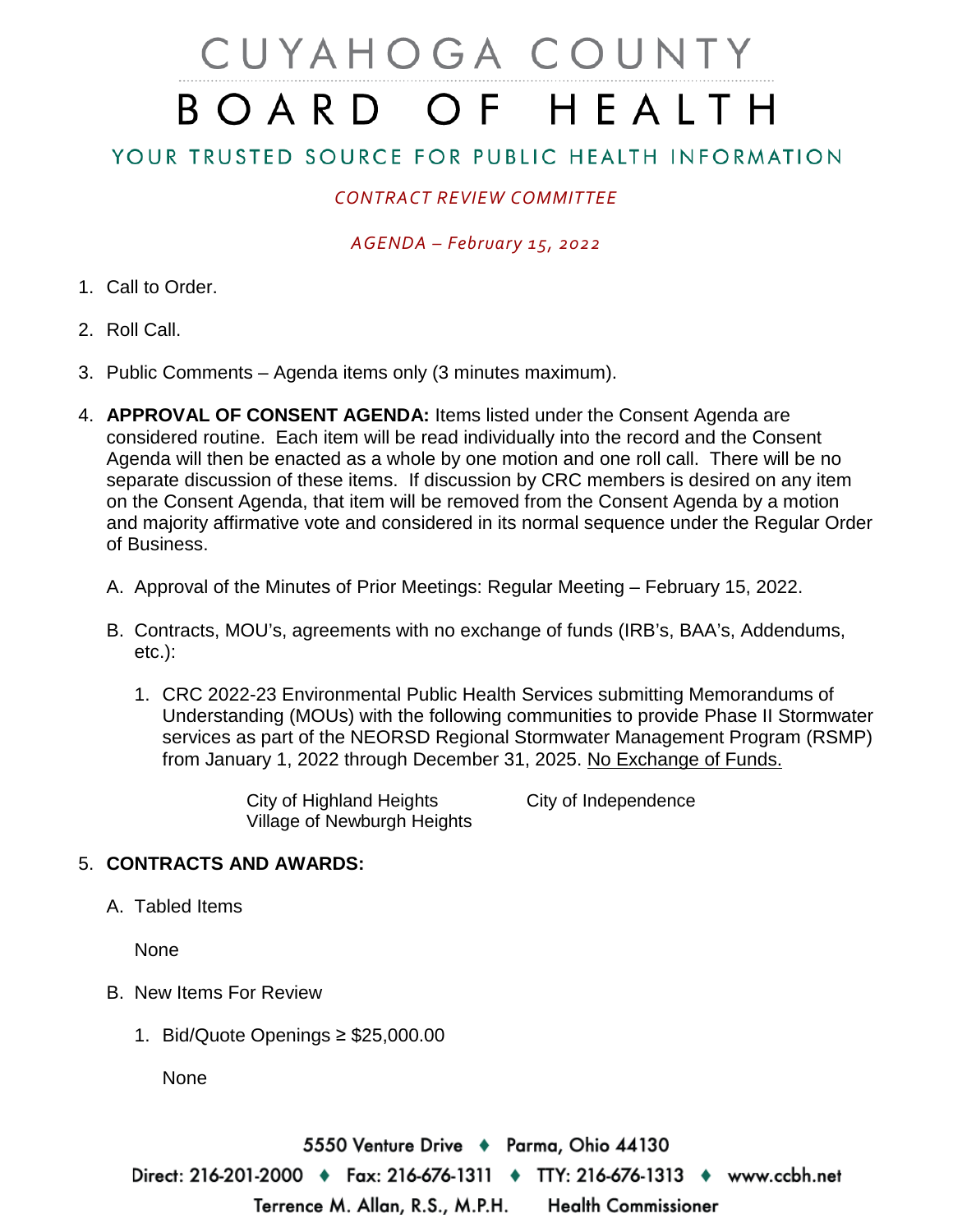# CUYAHOGA COUNTY BOARD OF HEALTH

## YOUR TRUSTED SOURCE FOR PUBLIC HEALTH INFORMATION

*CONTRACT REVIEW COMMITTEE*

*AGENDA – February 15, 2022*

1. Call to Order.

2. Roll Call.

3. Public Comments – Agenda items only (3 minutes maximum).

4. **APPROVAL OF CONSENT AGENDA:** Items listed under the Consent Agenda are considered routine. Each item will be read individually into the record and the Consent Agenda will then be enacted as a whole by one motion and one roll call. There will be no separate discussion of these items. If discussion by CRC members is desired on any item on the Consent Agenda, that item will be removed from the Consent Agenda by a motion and majority affirmative vote and considered in its normal sequence under the Regular Order of Business.

   A. Approval of the Minutes of Prior Meetings: Regular Meeting – February 15, 2022.

   B. Contracts, MOU's, agreements with no exchange of funds (IRB's, BAA's, Addendums, etc.):

      1. CRC 2022-23 Environmental Public Health Services submitting Memorandums of Understanding (MOUs) with the following communities to provide Phase II Stormwater services as part of the NEORSD Regional Stormwater Management Program (RSMP) from January 1, 2022 through December 31, 2025. No Exchange of Funds.

         City of Highland Heights
         City of Independence
         Village of Newburgh Heights

5. **CONTRACTS AND AWARDS:**

   A. Tabled Items

      None

   B. New Items For Review

      1. Bid/Quote Openings ≥ $25,000.00

         None

5550 Venture Drive ♦ Parma, Ohio 44130
Direct: 216-201-2000 ♦ Fax: 216-676-1311 ♦ TTY: 216-676-1313 ♦ www.ccbh.net
Terrence M. Allan, R.S., M.P.H. Health Commissioner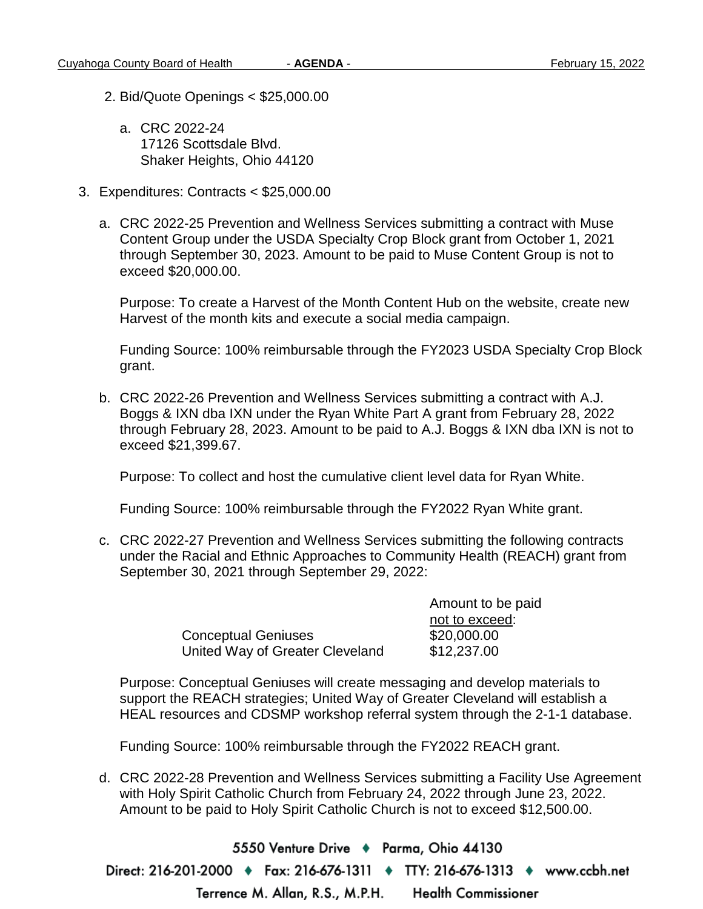2. Bid/Quote Openings < $25,000.00

   a. CRC 2022-24
      17126 Scottsdale Blvd.
      Shaker Heights, Ohio 44120

3. Expenditures: Contracts < $25,000.00

   a. CRC 2022-25 Prevention and Wellness Services submitting a contract with Muse Content Group under the USDA Specialty Crop Block grant from October 1, 2021 through September 30, 2023. Amount to be paid to Muse Content Group is not to exceed $20,000.00.

      Purpose: To create a Harvest of the Month Content Hub on the website, create new Harvest of the month kits and execute a social media campaign.

      Funding Source: 100% reimbursable through the FY2023 USDA Specialty Crop Block grant.

   b. CRC 2022-26 Prevention and Wellness Services submitting a contract with A.J. Boggs & IXN dba IXN under the Ryan White Part A grant from February 28, 2022 through February 28, 2023. Amount to be paid to A.J. Boggs & IXN dba IXN is not to exceed $21,399.67.

      Purpose: To collect and host the cumulative client level data for Ryan White.

      Funding Source: 100% reimbursable through the FY2022 Ryan White grant.

   c. CRC 2022-27 Prevention and Wellness Services submitting the following contracts under the Racial and Ethnic Approaches to Community Health (REACH) grant from September 30, 2021 through September 29, 2022:

      | | Amount to be paid not to exceed: |
      |---|---|
      | Conceptual Geniuses | $20,000.00 |
      | United Way of Greater Cleveland | $12,237.00 |

      Purpose: Conceptual Geniuses will create messaging and develop materials to support the REACH strategies; United Way of Greater Cleveland will establish a HEAL resources and CDSMP workshop referral system through the 2-1-1 database.

      Funding Source: 100% reimbursable through the FY2022 REACH grant.

   d. CRC 2022-28 Prevention and Wellness Services submitting a Facility Use Agreement with Holy Spirit Catholic Church from February 24, 2022 through June 23, 2022. Amount to be paid to Holy Spirit Catholic Church is not to exceed $12,500.00.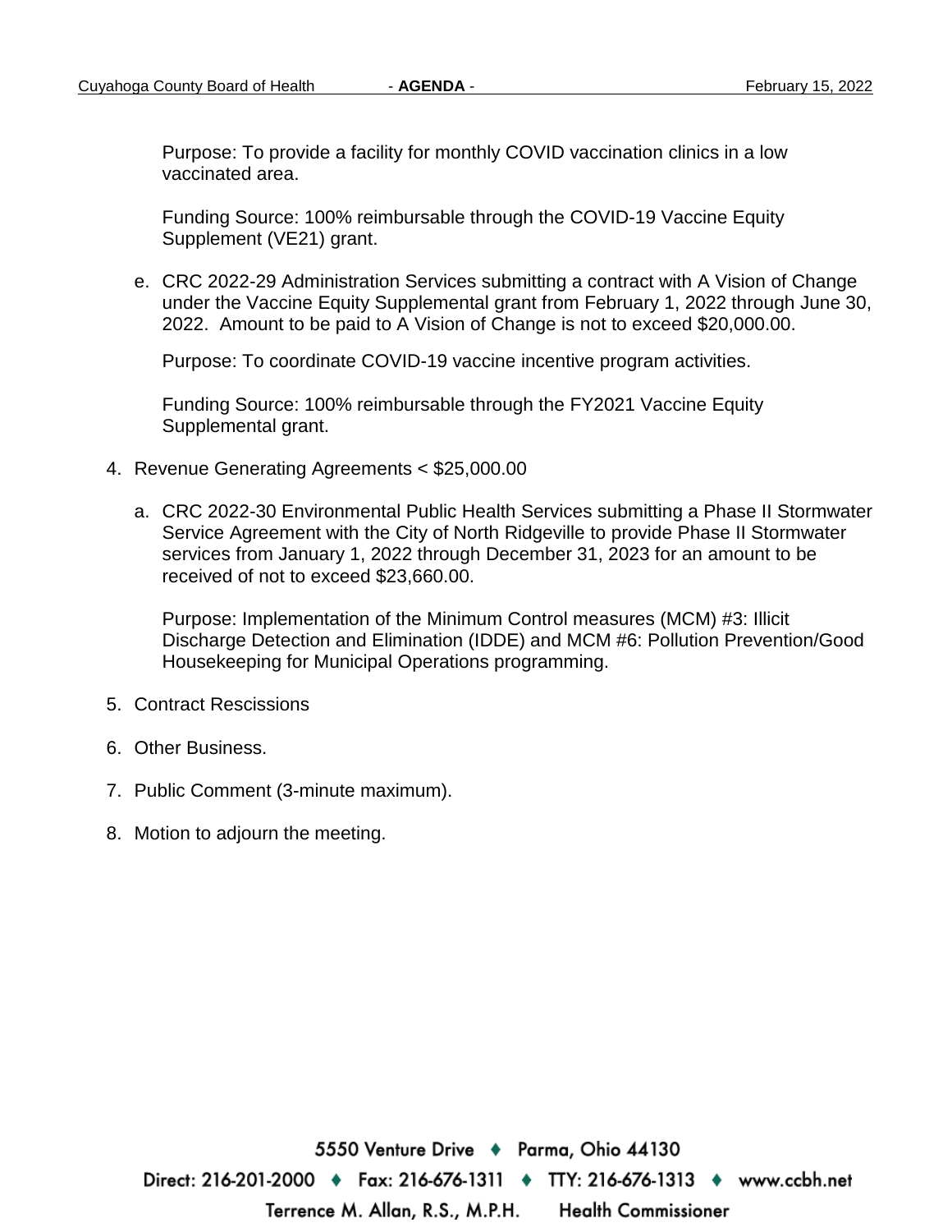Purpose: To provide a facility for monthly COVID vaccination clinics in a low vaccinated area.

Funding Source: 100% reimbursable through the COVID-19 Vaccine Equity Supplement (VE21) grant.

e. CRC 2022-29 Administration Services submitting a contract with A Vision of Change under the Vaccine Equity Supplemental grant from February 1, 2022 through June 30, 2022. Amount to be paid to A Vision of Change is not to exceed $20,000.00.

   Purpose: To coordinate COVID-19 vaccine incentive program activities.

   Funding Source: 100% reimbursable through the FY2021 Vaccine Equity Supplemental grant.

4. Revenue Generating Agreements < $25,000.00

   a. CRC 2022-30 Environmental Public Health Services submitting a Phase II Stormwater Service Agreement with the City of North Ridgeville to provide Phase II Stormwater services from January 1, 2022 through December 31, 2023 for an amount to be received of not to exceed $23,660.00.

      Purpose: Implementation of the Minimum Control measures (MCM) #3: Illicit Discharge Detection and Elimination (IDDE) and MCM #6: Pollution Prevention/Good Housekeeping for Municipal Operations programming.

5. Contract Rescissions

6. Other Business.

7. Public Comment (3-minute maximum).

8. Motion to adjourn the meeting.